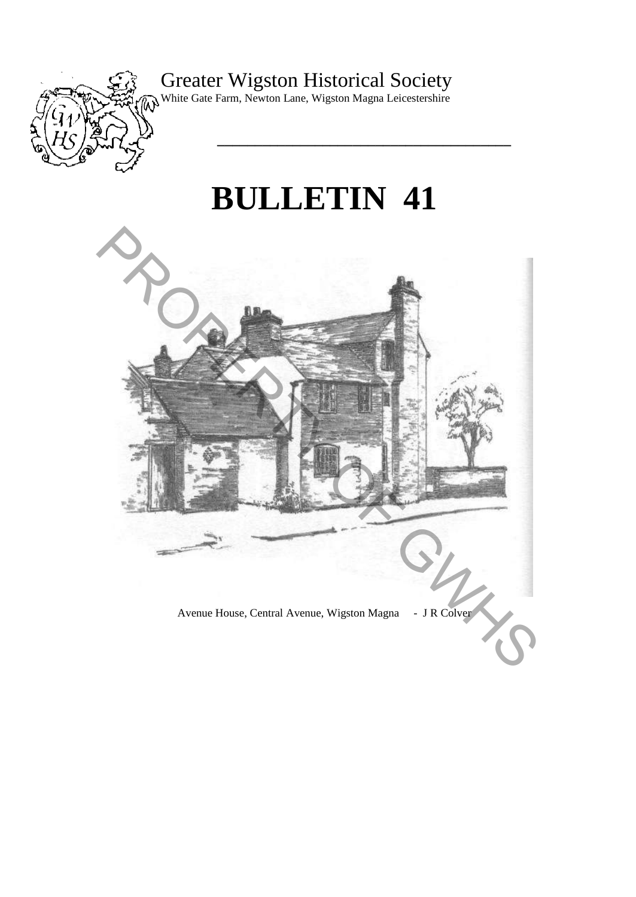Greater Wigston Historical Society

White Gate Farm, Newton Lane, Wigston Magna Leicestershire

# BULLETIN 41

Avenue House, Central Avenue, Wigston Magna - J R Colver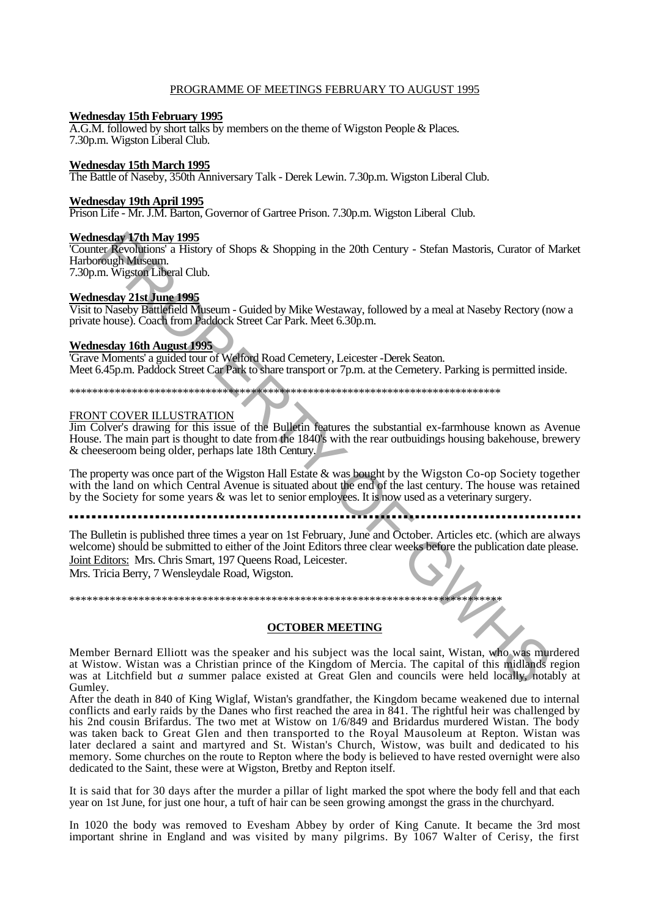PROGRAMME OF MEETINGS FEBRUARY TO AUGUST 1995

**Wednesday 15th February 1995**
A.G.M. followed by short talks by members on the theme of Wigston People & Places.
7.30p.m. Wigston Liberal Club.

**Wednesday 15th March 1995**
The Battle of Naseby, 350th Anniversary Talk - Derek Lewin. 7.30p.m. Wigston Liberal Club.

**Wednesday 19th April 1995**
Prison Life - Mr. J.M. Barton, Governor of Gartree Prison. 7.30p.m. Wigston Liberal Club.

**Wednesday 17th May 1995**
'Counter Revolutions' a History of Shops & Shopping in the 20th Century - Stefan Mastoris, Curator of Market Harborough Museum.
7.30p.m. Wigston Liberal Club.

**Wednesday 21st June 1995**
Visit to Naseby Battlefield Museum - Guided by Mike Westaway, followed by a meal at Naseby Rectory (now a private house). Coach from Paddock Street Car Park. Meet 6.30p.m.

**Wednesday 16th August 1995**
'Grave Moments' a guided tour of Welford Road Cemetery, Leicester -Derek Seaton.
Meet 6.45p.m. Paddock Street Car Park to share transport or 7p.m. at the Cemetery. Parking is permitted inside.

*******************************************************************************

FRONT COVER ILLUSTRATION
Jim Colver's drawing for this issue of the Bulletin features the substantial ex-farmhouse known as Avenue House. The main part is thought to date from the 1840's with the rear outbuidings housing bakehouse, brewery & cheeseroom being older, perhaps late 18th Century.

The property was once part of the Wigston Hall Estate & was bought by the Wigston Co-op Society together with the land on which Central Avenue is situated about the end of the last century. The house was retained by the Society for some years & was let to senior employees. It is now used as a veterinary surgery.

---

The Bulletin is published three times a year on 1st February, June and October. Articles etc. (which are always welcome) should be submitted to either of the Joint Editors three clear weeks before the publication date please.
Joint Editors: Mrs. Chris Smart, 197 Queens Road, Leicester.
Mrs. Tricia Berry, 7 Wensleydale Road, Wigston.

*******************************************************************************

**OCTOBER MEETING**

Member Bernard Elliott was the speaker and his subject was the local saint, Wistan, who was murdered at Wistow. Wistan was a Christian prince of the Kingdom of Mercia. The capital of this midlands region was at Litchfield but *a* summer palace existed at Great Glen and councils were held locally, notably at Gumley.
After the death in 840 of King Wiglaf, Wistan's grandfather, the Kingdom became weakened due to internal conflicts and early raids by the Danes who first reached the area in 841. The rightful heir was challenged by his 2nd cousin Brifardus. The two met at Wistow on 1/6/849 and Bridardus murdered Wistan. The body was taken back to Great Glen and then transported to the Royal Mausoleum at Repton. Wistan was later declared a saint and martyred and St. Wistan's Church, Wistow, was built and dedicated to his memory. Some churches on the route to Repton where the body is believed to have rested overnight were also dedicated to the Saint, these were at Wigston, Bretby and Repton itself.

It is said that for 30 days after the murder a pillar of light marked the spot where the body fell and that each year on 1st June, for just one hour, a tuft of hair can be seen growing amongst the grass in the churchyard.

In 1020 the body was removed to Evesham Abbey by order of King Canute. It became the 3rd most important shrine in England and was visited by many pilgrims. By 1067 Walter of Cerisy, the first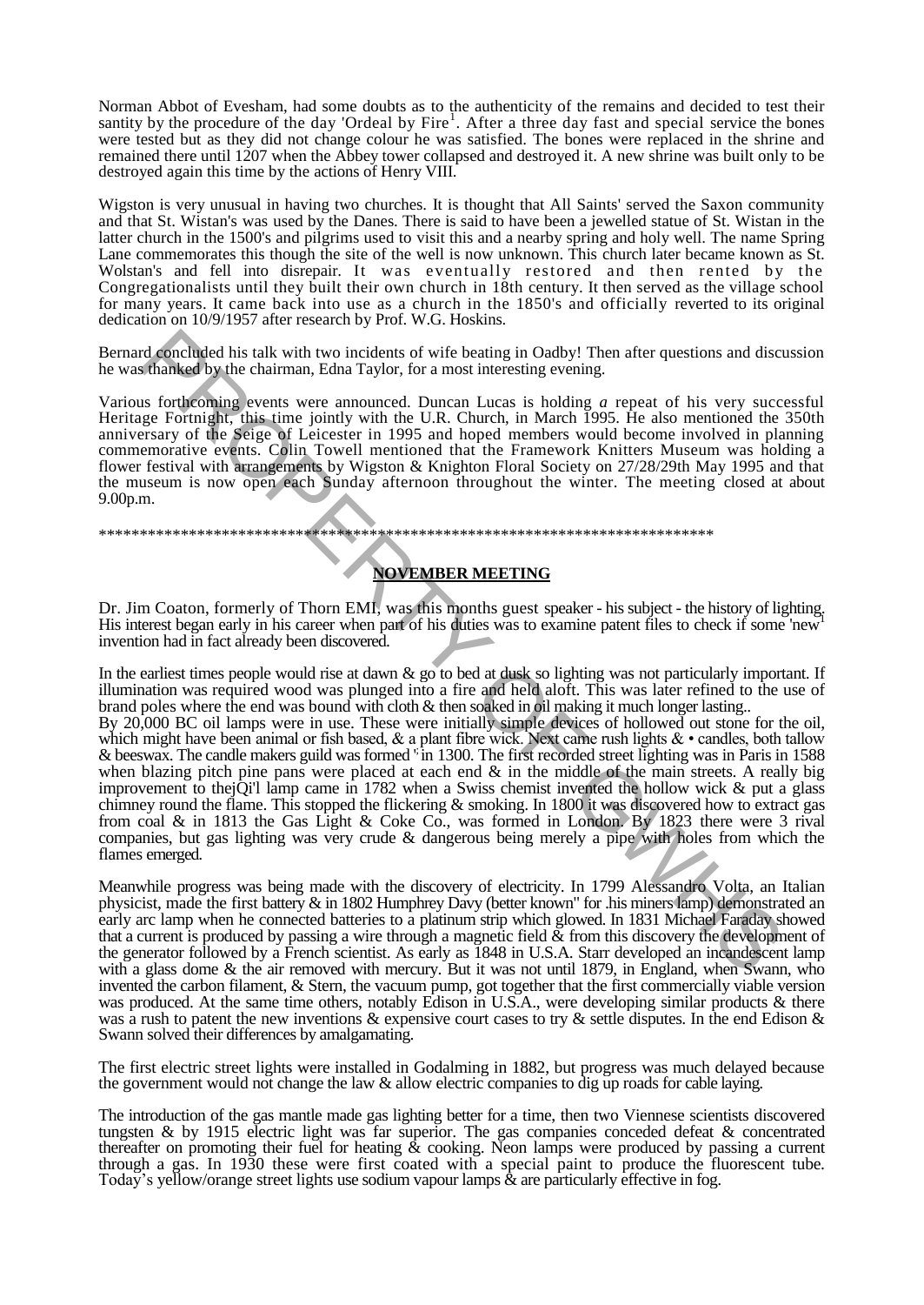Norman Abbot of Evesham, had some doubts as to the authenticity of the remains and decided to test their santity by the procedure of the day 'Ordeal by Fire'. After a three day fast and special service the bones were tested but as they did not change colour he was satisfied. The bones were replaced in the shrine and remained there until 1207 when the Abbey tower collapsed and destroyed it. A new shrine was built only to be destroyed again this time by the actions of Henry VIII.

Wigston is very unusual in having two churches. It is thought that All Saints' served the Saxon community and that St. Wistan's was used by the Danes. There is said to have been a jewelled statue of St. Wistan in the latter church in the 1500's and pilgrims used to visit this and a nearby spring and holy well. The name Spring Lane commemorates this though the site of the well is now unknown. This church later became known as St. Wolstan's and fell into disrepair. It was eventually restored and then rented by the Congregationalists until they built their own church in 18th century. It then served as the village school for many years. It came back into use as a church in the 1850's and officially reverted to its original dedication on 10/9/1957 after research by Prof. W.G. Hoskins.

Bernard concluded his talk with two incidents of wife beating in Oadby! Then after questions and discussion he was thanked by the chairman, Edna Taylor, for a most interesting evening.

Various forthcoming events were announced. Duncan Lucas is holding *a* repeat of his very successful Heritage Fortnight, this time jointly with the U.R. Church, in March 1995. He also mentioned the 350th anniversary of the Seige of Leicester in 1995 and hoped members would become involved in planning commemorative events. Colin Towell mentioned that the Framework Knitters Museum was holding a flower festival with arrangements by Wigston & Knighton Floral Society on 27/28/29th May 1995 and that the museum is now open each Sunday afternoon throughout the winter. The meeting closed at about 9.00p.m.

*****************************************************************************

## NOVEMBER MEETING

Dr. Jim Coaton, formerly of Thorn EMI, was this months guest speaker - his subject - the history of lighting. His interest began early in his career when part of his duties was to examine patent files to check if some 'new' invention had in fact already been discovered.

In the earliest times people would rise at dawn & go to bed at dusk so lighting was not particularly important. If illumination was required wood was plunged into a fire and held aloft. This was later refined to the use of brand poles where the end was bound with cloth & then soaked in oil making it much longer lasting..
By 20,000 BC oil lamps were in use. These were initially simple devices of hollowed out stone for the oil, which might have been animal or fish based, & a plant fibre wick. Next came rush lights & • candles, both tallow & beeswax. The candle makers guild was formed in 1300. The first recorded street lighting was in Paris in 1588 when blazing pitch pine pans were placed at each end & in the middle of the main streets. A really big improvement to the oil lamp came in 1782 when a Swiss chemist invented the hollow wick & put a glass chimney round the flame. This stopped the flickering & smoking. In 1800 it was discovered how to extract gas from coal & in 1813 the Gas Light & Coke Co., was formed in London. By 1823 there were 3 rival companies, but gas lighting was very crude & dangerous being merely a pipe with holes from which the flames emerged.

Meanwhile progress was being made with the discovery of electricity. In 1799 Alessandro Volta, an Italian physicist, made the first battery & in 1802 Humphrey Davy (better known" for his miners lamp) demonstrated an early arc lamp when he connected batteries to a platinum strip which glowed. In 1831 Michael Faraday showed that a current is produced by passing a wire through a magnetic field & from this discovery the development of the generator followed by a French scientist. As early as 1848 in U.S.A. Starr developed an incandescent lamp with a glass dome & the air removed with mercury. But it was not until 1879, in England, when Swann, who invented the carbon filament, & Stern, the vacuum pump, got together that the first commercially viable version was produced. At the same time others, notably Edison in U.S.A., were developing similar products & there was a rush to patent the new inventions & expensive court cases to try & settle disputes. In the end Edison & Swann solved their differences by amalgamating.

The first electric street lights were installed in Godalming in 1882, but progress was much delayed because the government would not change the law & allow electric companies to dig up roads for cable laying.

The introduction of the gas mantle made gas lighting better for a time, then two Viennese scientists discovered tungsten & by 1915 electric light was far superior. The gas companies conceded defeat & concentrated thereafter on promoting their fuel for heating & cooking. Neon lamps were produced by passing a current through a gas. In 1930 these were first coated with a special paint to produce the fluorescent tube. Today's yellow/orange street lights use sodium vapour lamps & are particularly effective in fog.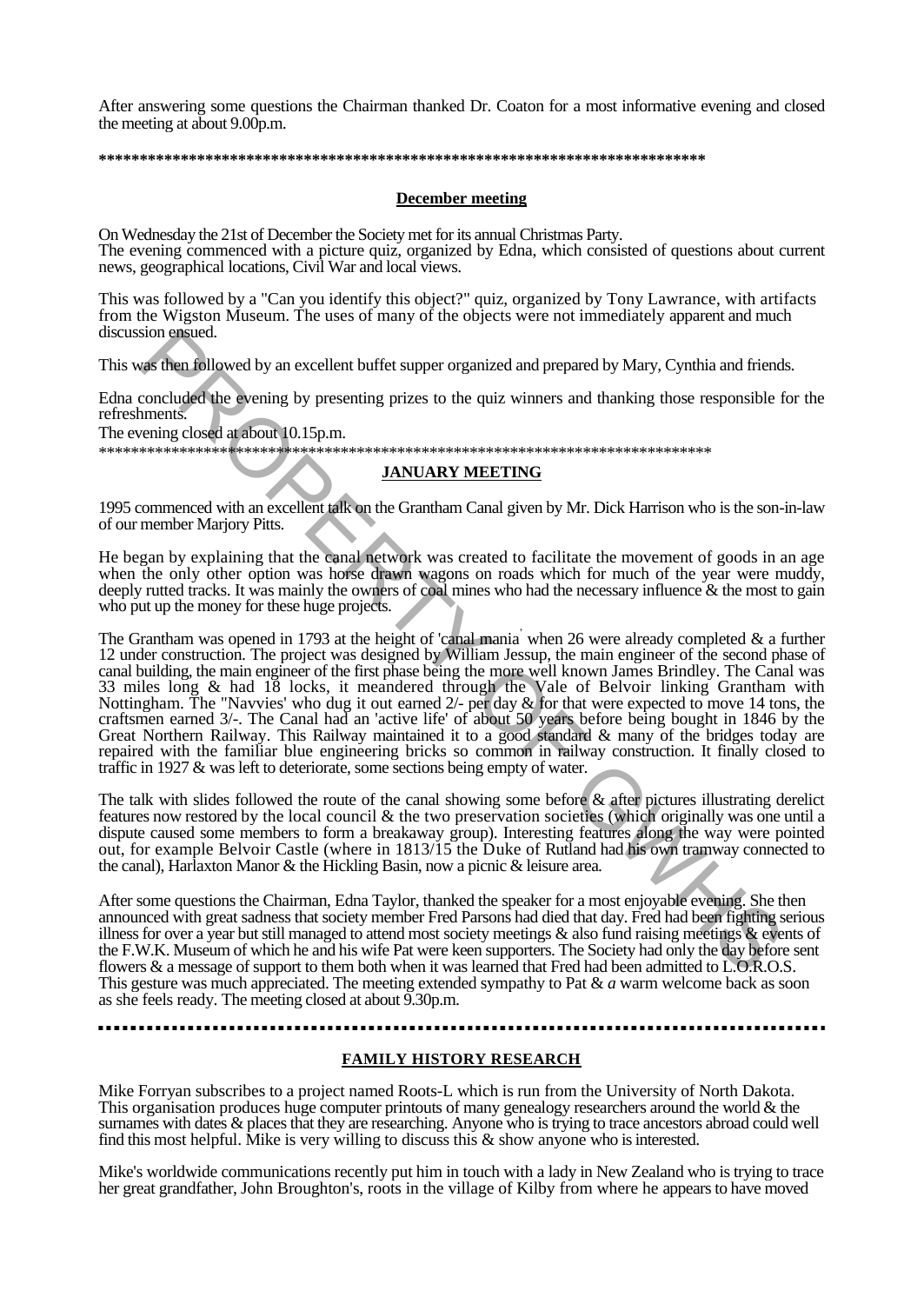After answering some questions the Chairman thanked Dr. Coaton for a most informative evening and closed the meeting at about 9.00p.m.

***************************************************************************

## December meeting

On Wednesday the 21st of December the Society met for its annual Christmas Party.
The evening commenced with a picture quiz, organized by Edna, which consisted of questions about current news, geographical locations, Civil War and local views.

This was followed by a "Can you identify this object?" quiz, organized by Tony Lawrance, with artifacts from the Wigston Museum. The uses of many of the objects were not immediately apparent and much discussion ensued.

This was then followed by an excellent buffet supper organized and prepared by Mary, Cynthia and friends.

Edna concluded the evening by presenting prizes to the quiz winners and thanking those responsible for the refreshments.

The evening closed at about 10.15p.m.

***************************************************************************

## JANUARY MEETING

1995 commenced with an excellent talk on the Grantham Canal given by Mr. Dick Harrison who is the son-in-law of our member Marjory Pitts.

He began by explaining that the canal network was created to facilitate the movement of goods in an age when the only other option was horse drawn wagons on roads which for much of the year were muddy, deeply rutted tracks. It was mainly the owners of coal mines who had the necessary influence & the most to gain who put up the money for these huge projects.

The Grantham was opened in 1793 at the height of 'canal mania' when 26 were already completed & a further 12 under construction. The project was designed by William Jessup, the main engineer of the second phase of canal building, the main engineer of the first phase being the more well known James Brindley. The Canal was 33 miles long & had 18 locks, it meandered through the Vale of Belvoir linking Grantham with Nottingham. The "Navvies' who dug it out earned 2/- per day & for that were expected to move 14 tons, the craftsmen earned 3/-. The Canal had an 'active life' of about 50 years before being bought in 1846 by the Great Northern Railway. This Railway maintained it to a good standard & many of the bridges today are repaired with the familiar blue engineering bricks so common in railway construction. It finally closed to traffic in 1927 & was left to deteriorate, some sections being empty of water.

The talk with slides followed the route of the canal showing some before & after pictures illustrating derelict features now restored by the local council & the two preservation societies (which originally was one until a dispute caused some members to form a breakaway group). Interesting features along the way were pointed out, for example Belvoir Castle (where in 1813/15 the Duke of Rutland had his own tramway connected to the canal), Harlaxton Manor & the Hickling Basin, now a picnic & leisure area.

After some questions the Chairman, Edna Taylor, thanked the speaker for a most enjoyable evening. She then announced with great sadness that society member Fred Parsons had died that day. Fred had been fighting serious illness for over a year but still managed to attend most society meetings & also fund raising meetings & events of the F.W.K. Museum of which he and his wife Pat were keen supporters. The Society had only the day before sent flowers & a message of support to them both when it was learned that Fred had been admitted to L.O.R.O.S. This gesture was much appreciated. The meeting extended sympathy to Pat & *a* warm welcome back as soon as she feels ready. The meeting closed at about 9.30p.m.

---

## FAMILY HISTORY RESEARCH

Mike Forryan subscribes to a project named Roots-L which is run from the University of North Dakota. This organisation produces huge computer printouts of many genealogy researchers around the world & the surnames with dates & places that they are researching. Anyone who is trying to trace ancestors abroad could well find this most helpful. Mike is very willing to discuss this & show anyone who is interested.

Mike's worldwide communications recently put him in touch with a lady in New Zealand who is trying to trace her great grandfather, John Broughton's, roots in the village of Kilby from where he appears to have moved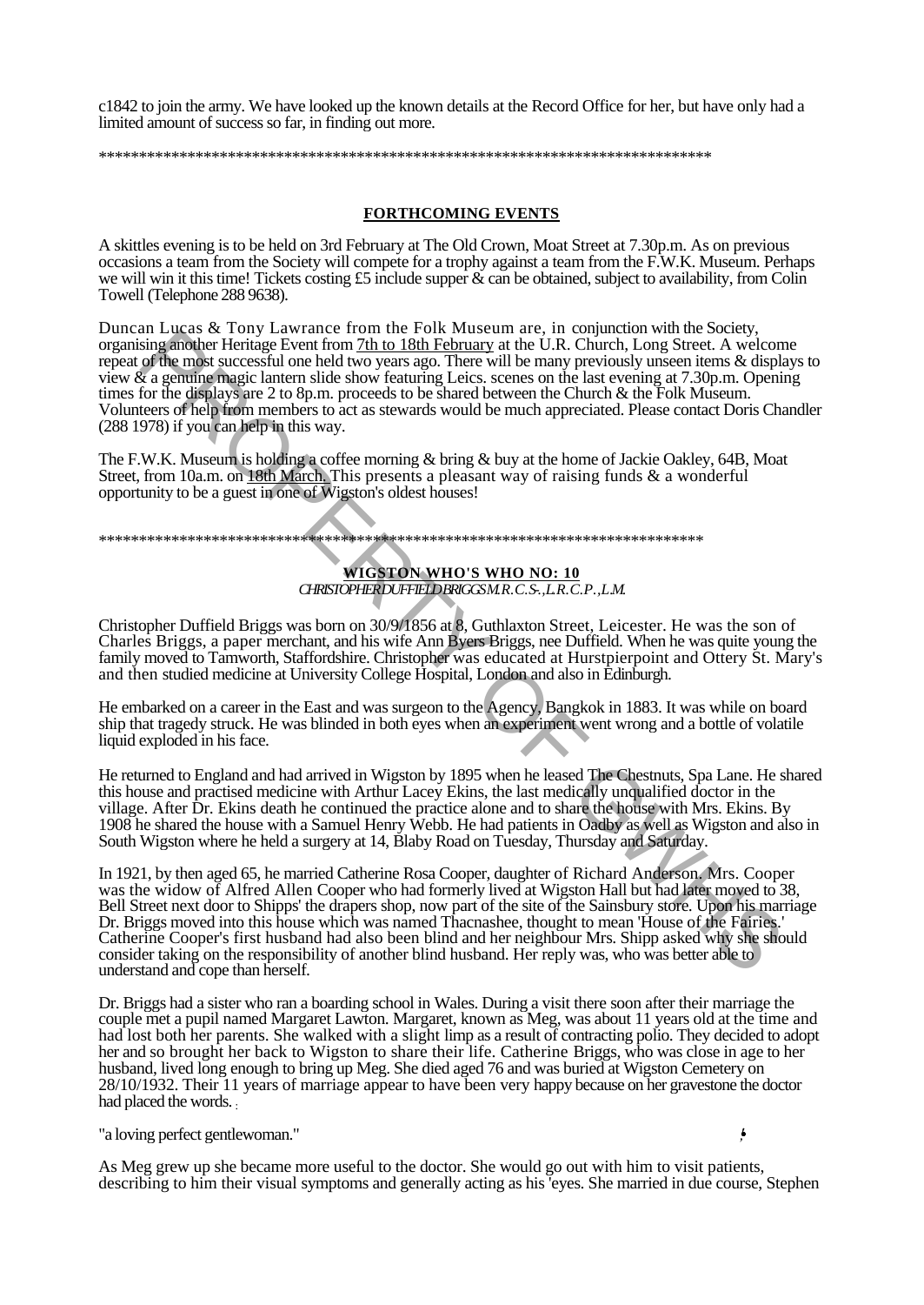c1842 to join the army. We have looked up the known details at the Record Office for her, but have only had a limited amount of success so far, in finding out more.

*******************************************************************************

## FORTHCOMING EVENTS

A skittles evening is to be held on 3rd February at The Old Crown, Moat Street at 7.30p.m. As on previous occasions a team from the Society will compete for a trophy against a team from the F.W.K. Museum. Perhaps we will win it this time! Tickets costing £5 include supper & can be obtained, subject to availability, from Colin Towell (Telephone 288 9638).

Duncan Lucas & Tony Lawrance from the Folk Museum are, in conjunction with the Society, organising another Heritage Event from 7th to 18th February at the U.R. Church, Long Street. A welcome repeat of the most successful one held two years ago. There will be many previously unseen items & displays to view & a genuine magic lantern slide show featuring Leics. scenes on the last evening at 7.30p.m. Opening times for the displays are 2 to 8p.m. proceeds to be shared between the Church & the Folk Museum. Volunteers of help from members to act as stewards would be much appreciated. Please contact Doris Chandler (288 1978) if you can help in this way.

The F.W.K. Museum is holding a coffee morning & bring & buy at the home of Jackie Oakley, 64B, Moat Street, from 10a.m. on 18th March. This presents a pleasant way of raising funds & a wonderful opportunity to be a guest in one of Wigston's oldest houses!

*******************************************************************************

## WIGSTON WHO'S WHO NO: 10

*CHRISTOPHER DUFFIELD BRIGGS M.R.C.S.,L.R.C.P.,L.M.*

Christopher Duffield Briggs was born on 30/9/1856 at 8, Guthlaxton Street, Leicester. He was the son of Charles Briggs, a paper merchant, and his wife Ann Byers Briggs, nee Duffield. When he was quite young the family moved to Tamworth, Staffordshire. Christopher was educated at Hurstpierpoint and Ottery St. Mary's and then studied medicine at University College Hospital, London and also in Edinburgh.

He embarked on a career in the East and was surgeon to the Agency, Bangkok in 1883. It was while on board ship that tragedy struck. He was blinded in both eyes when an experiment went wrong and a bottle of volatile liquid exploded in his face.

He returned to England and had arrived in Wigston by 1895 when he leased The Chestnuts, Spa Lane. He shared this house and practised medicine with Arthur Lacey Ekins, the last medically unqualified doctor in the village. After Dr. Ekins death he continued the practice alone and to share the house with Mrs. Ekins. By 1908 he shared the house with a Samuel Henry Webb. He had patients in Oadby as well as Wigston and also in South Wigston where he held a surgery at 14, Blaby Road on Tuesday, Thursday and Saturday.

In 1921, by then aged 65, he married Catherine Rosa Cooper, daughter of Richard Anderson. Mrs. Cooper was the widow of Alfred Allen Cooper who had formerly lived at Wigston Hall but had later moved to 38, Bell Street next door to Shipps' the drapers shop, now part of the site of the Sainsbury store. Upon his marriage Dr. Briggs moved into this house which was named Thacnashee, thought to mean 'House of the Fairies.' Catherine Cooper's first husband had also been blind and her neighbour Mrs. Shipp asked why she should consider taking on the responsibility of another blind husband. Her reply was, who was better able to understand and cope than herself.

Dr. Briggs had a sister who ran a boarding school in Wales. During a visit there soon after their marriage the couple met a pupil named Margaret Lawton. Margaret, known as Meg, was about 11 years old at the time and had lost both her parents. She walked with a slight limp as a result of contracting polio. They decided to adopt her and so brought her back to Wigston to share their life. Catherine Briggs, who was close in age to her husband, lived long enough to bring up Meg. She died aged 76 and was buried at Wigston Cemetery on 28/10/1932. Their 11 years of marriage appear to have been very happy because on her gravestone the doctor had placed the words.

"a loving perfect gentlewoman."

As Meg grew up she became more useful to the doctor. She would go out with him to visit patients, describing to him their visual symptoms and generally acting as his 'eyes. She married in due course, Stephen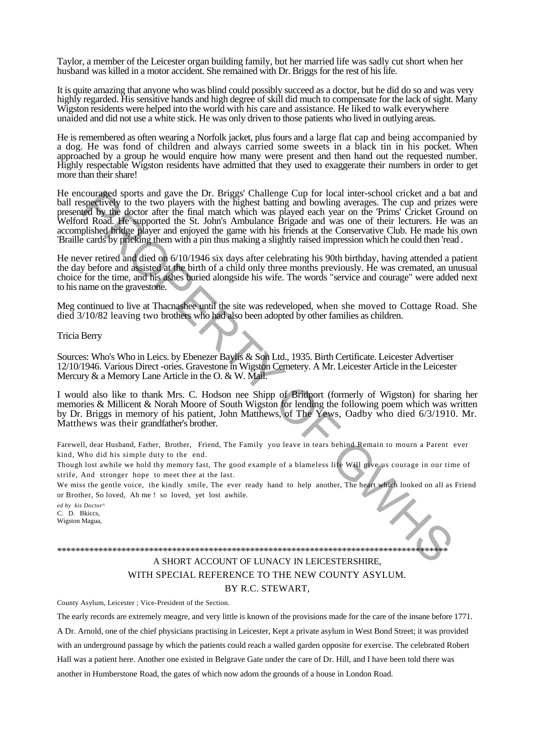Taylor, a member of the Leicester organ building family, but her married life was sadly cut short when her husband was killed in a motor accident. She remained with Dr. Briggs for the rest of his life.

It is quite amazing that anyone who was blind could possibly succeed as a doctor, but he did do so and was very highly regarded. His sensitive hands and high degree of skill did much to compensate for the lack of sight. Many Wigston residents were helped into the world with his care and assistance. He liked to walk everywhere unaided and did not use a white stick. He was only driven to those patients who lived in outlying areas.

He is remembered as often wearing a Norfolk jacket, plus fours and a large flat cap and being accompanied by a dog. He was fond of children and always carried some sweets in a black tin in his pocket. When approached by a group he would enquire how many were present and then hand out the requested number. Highly respectable Wigston residents have admitted that they used to exaggerate their numbers in order to get more than their share!

He encouraged sports and gave the Dr. Briggs' Challenge Cup for local inter-school cricket and a bat and ball respectively to the two players with the highest batting and bowling averages. The cup and prizes were presented by the doctor after the final match which was played each year on the 'Prims' Cricket Ground on Welford Road. He supported the St. John's Ambulance Brigade and was one of their lecturers. He was an accomplished bridge player and enjoyed the game with his friends at the Conservative Club. He made his own 'Braille cards by pricking them with a pin thus making a slightly raised impression which he could then 'read'.

He never retired and died on 6/10/1946 six days after celebrating his 90th birthday, having attended a patient the day before and assisted at the birth of a child only three months previously. He was cremated, an unusual choice for the time, and his ashes buried alongside his wife. The words "service and courage" were added next to his name on the gravestone.

Meg continued to live at Thacnashee until the site was redeveloped, when she moved to Cottage Road. She died 3/10/82 leaving two brothers who had also been adopted by other families as children.

Tricia Berry

Sources: Who's Who in Leics. by Ebenezer Baylis & Son Ltd., 1935. Birth Certificate. Leicester Advertiser 12/10/1946. Various Direct -ories. Gravestone in Wigston Cemetery. A Mr. Leicester Article in the Leicester Mercury & a Memory Lane Article in the O. & W. Mail.

I would also like to thank Mrs. C. Hodson nee Shipp of Bridport (formerly of Wigston) for sharing her memories & Millicent & Norah Moore of South Wigston for lending the following poem which was written by Dr. Briggs in memory of his patient, John Matthews, of The Yews, Oadby who died 6/3/1910. Mr. Matthews was their grandfather's brother.

Farewell, dear Husband, Father, Brother, Friend, The Family you leave in tears behind Remain to mourn a Parent ever kind, Who did his simple duty to the end.

Though lost awhile we hold thy memory fast, The good example of a blameless life Will give us courage in our time of strife, And stronger hope to meet thee at the last.

We miss the gentle voice, the kindly smile, The ever ready hand to help another, The heart which looked on all as Friend or Brother, So loved, Ah me ! so loved, yet lost awhile.

*ed by kis Doctor^*
*C.* D. Bkiccs,
Wigston Magua,

*****************************************************************************************

## A SHORT ACCOUNT OF LUNACY IN LEICESTERSHIRE, WITH SPECIAL REFERENCE TO THE NEW COUNTY ASYLUM.

### BY R.C. STEWART,

County Asylum, Leicester ; Vice-President of the Section.

The early records are extremely meagre, and very little is known of the provisions made for the care of the insane before 1771. A Dr. Arnold, one of the chief physicians practising in Leicester, Kept a private asylum in West Bond Street; it was provided with an underground passage by which the patients could reach a walled garden opposite for exercise. The celebrated Robert Hall was a patient here. Another one existed in Belgrave Gate under the care of Dr. Hill, and I have been told there was another in Humberstone Road, the gates of which now adorn the grounds of a house in London Road.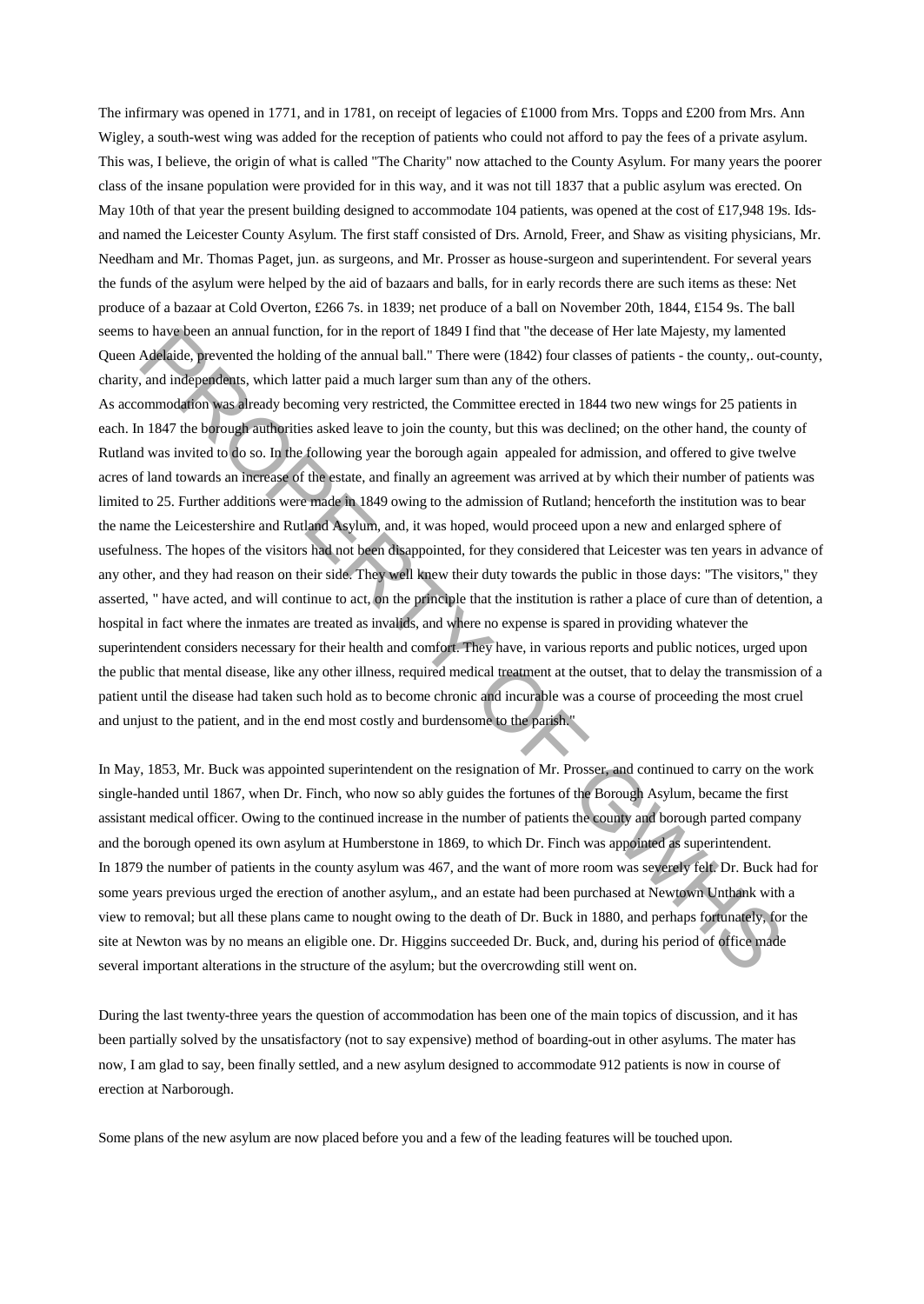The infirmary was opened in 1771, and in 1781, on receipt of legacies of £1000 from Mrs. Topps and £200 from Mrs. Ann Wigley, a south-west wing was added for the reception of patients who could not afford to pay the fees of a private asylum. This was, I believe, the origin of what is called "The Charity" now attached to the County Asylum. For many years the poorer class of the insane population were provided for in this way, and it was not till 1837 that a public asylum was erected. On May 10th of that year the present building designed to accommodate 104 patients, was opened at the cost of £17,948 19s. Ids- and named the Leicester County Asylum. The first staff consisted of Drs. Arnold, Freer, and Shaw as visiting physicians, Mr. Needham and Mr. Thomas Paget, jun. as surgeons, and Mr. Prosser as house-surgeon and superintendent. For several years the funds of the asylum were helped by the aid of bazaars and balls, for in early records there are such items as these: Net produce of a bazaar at Cold Overton, £266 7s. in 1839; net produce of a ball on November 20th, 1844, £154 9s. The ball seems to have been an annual function, for in the report of 1849 I find that "the decease of Her late Majesty, my lamented Queen Adelaide, prevented the holding of the annual ball." There were (1842) four classes of patients - the county,. out-county, charity, and independents, which latter paid a much larger sum than any of the others.

As accommodation was already becoming very restricted, the Committee erected in 1844 two new wings for 25 patients in each. In 1847 the borough authorities asked leave to join the county, but this was declined; on the other hand, the county of Rutland was invited to do so. In the following year the borough again appealed for admission, and offered to give twelve acres of land towards an increase of the estate, and finally an agreement was arrived at by which their number of patients was limited to 25. Further additions were made in 1849 owing to the admission of Rutland; henceforth the institution was to bear the name the Leicestershire and Rutland Asylum, and, it was hoped, would proceed upon a new and enlarged sphere of usefulness. The hopes of the visitors had not been disappointed, for they considered that Leicester was ten years in advance of any other, and they had reason on their side. They well knew their duty towards the public in those days: "The visitors," they asserted, " have acted, and will continue to act, on the principle that the institution is rather a place of cure than of detention, a hospital in fact where the inmates are treated as invalids, and where no expense is spared in providing whatever the superintendent considers necessary for their health and comfort. They have, in various reports and public notices, urged upon the public that mental disease, like any other illness, required medical treatment at the outset, that to delay the transmission of a patient until the disease had taken such hold as to become chronic and incurable was a course of proceeding the most cruel and unjust to the patient, and in the end most costly and burdensome to the parish."

In May, 1853, Mr. Buck was appointed superintendent on the resignation of Mr. Prosser, and continued to carry on the work single-handed until 1867, when Dr. Finch, who now so ably guides the fortunes of the Borough Asylum, became the first assistant medical officer. Owing to the continued increase in the number of patients the county and borough parted company and the borough opened its own asylum at Humberstone in 1869, to which Dr. Finch was appointed as superintendent.

In 1879 the number of patients in the county asylum was 467, and the want of more room was severely felt. Dr. Buck had for some years previous urged the erection of another asylum,, and an estate had been purchased at Newtown Unthank with a view to removal; but all these plans came to nought owing to the death of Dr. Buck in 1880, and perhaps fortunately, for the site at Newton was by no means an eligible one. Dr. Higgins succeeded Dr. Buck, and, during his period of office made several important alterations in the structure of the asylum; but the overcrowding still went on.

During the last twenty-three years the question of accommodation has been one of the main topics of discussion, and it has been partially solved by the unsatisfactory (not to say expensive) method of boarding-out in other asylums. The mater has now, I am glad to say, been finally settled, and a new asylum designed to accommodate 912 patients is now in course of erection at Narborough.

Some plans of the new asylum are now placed before you and a few of the leading features will be touched upon.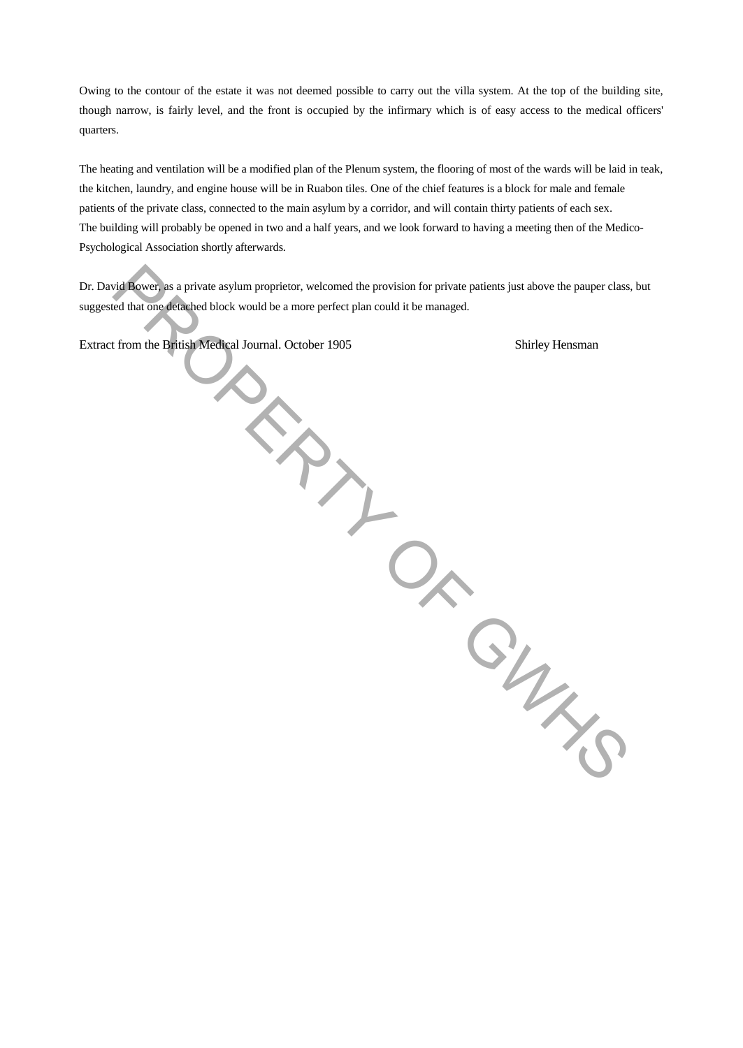Owing to the contour of the estate it was not deemed possible to carry out the villa system. At the top of the building site, though narrow, is fairly level, and the front is occupied by the infirmary which is of easy access to the medical officers' quarters.

The heating and ventilation will be a modified plan of the Plenum system, the flooring of most of the wards will be laid in teak, the kitchen, laundry, and engine house will be in Ruabon tiles. One of the chief features is a block for male and female patients of the private class, connected to the main asylum by a corridor, and will contain thirty patients of each sex. The building will probably be opened in two and a half years, and we look forward to having a meeting then of the Medico-Psychological Association shortly afterwards.

Dr. David Bower, as a private asylum proprietor, welcomed the provision for private patients just above the pauper class, but suggested that one detached block would be a more perfect plan could it be managed.

Extract from the British Medical Journal. October 1905 Shirley Hensman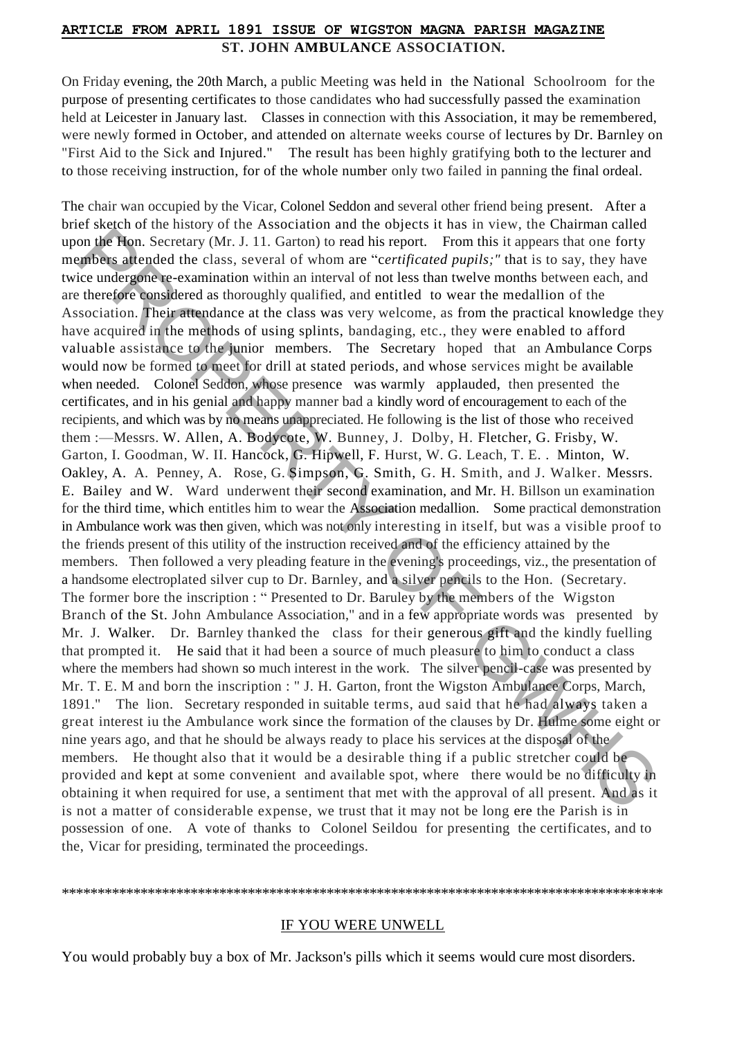**ARTICLE FROM APRIL 1891 ISSUE OF WIGSTON MAGNA PARISH MAGAZINE**

**ST. JOHN AMBULANCE ASSOCIATION.**

On Friday evening, the 20th March, a public Meeting was held in the National Schoolroom for the purpose of presenting certificates to those candidates who had successfully passed the examination held at Leicester in January last. Classes in connection with this Association, it may be remembered, were newly formed in October, and attended on alternate weeks course of lectures by Dr. Barnley on "First Aid to the Sick and Injured." The result has been highly gratifying both to the lecturer and to those receiving instruction, for of the whole number only two failed in panning the final ordeal.

The chair wan occupied by the Vicar, Colonel Seddon and several other friend being present. After a brief sketch of the history of the Association and the objects it has in view, the Chairman called upon the Hon. Secretary (Mr. J. 11. Garton) to read his report. From this it appears that one forty members attended the class, several of whom are "c*ertificated pupils;"* that is to say, they have twice undergone re-examination within an interval of not less than twelve months between each, and are therefore considered as thoroughly qualified, and entitled to wear the medallion of the Association. Their attendance at the class was very welcome, as from the practical knowledge they have acquired in the methods of using splints, bandaging, etc., they were enabled to afford valuable assistance to the junior members. The Secretary hoped that an Ambulance Corps would now be formed to meet for drill at stated periods, and whose services might be available when needed. Colonel Seddon, whose presence was warmly applauded, then presented the certificates, and in his genial and happy manner bad a kindly word of encouragement to each of the recipients, and which was by no means unappreciated. He following is the list of those who received them :—Messrs. W. Allen, A. Bodycote, W. Bunney, J. Dolby, H. Fletcher, G. Frisby, W. Garton, I. Goodman, W. II. Hancock, G. Hipwell, F. Hurst, W. G. Leach, T. E. . Minton, W. Oakley, A. A. Penney, A. Rose, G. Simpson, G. Smith, G. H. Smith, and J. Walker. Messrs. E. Bailey and W. Ward underwent their second examination, and Mr. H. Billson un examination for the third time, which entitles him to wear the Association medallion. Some practical demonstration in Ambulance work was then given, which was not only interesting in itself, but was a visible proof to the friends present of this utility of the instruction received and of the efficiency attained by the members. Then followed a very pleading feature in the evening's proceedings, viz., the presentation of a handsome electroplated silver cup to Dr. Barnley, and a silver pencils to the Hon. (Secretary. The former bore the inscription : " Presented to Dr. Baruley by the members of the Wigston Branch of the St. John Ambulance Association," and in a few appropriate words was presented by Mr. J. Walker. Dr. Barnley thanked the class for their generous gift and the kindly fuelling that prompted it. He said that it had been a source of much pleasure to him to conduct a class where the members had shown so much interest in the work. The silver pencil-case was presented by Mr. T. E. M and born the inscription : " J. H. Garton, front the Wigston Ambulance Corps, March, 1891." The lion. Secretary responded in suitable terms, aud said that he had always taken a great interest iu the Ambulance work since the formation of the clauses by Dr. Hulme some eight or nine years ago, and that he should be always ready to place his services at the disposal of the members. He thought also that it would be a desirable thing if a public stretcher could be provided and kept at some convenient and available spot, where there would be no difficulty in obtaining it when required for use, a sentiment that met with the approval of all present. And as it is not a matter of considerable expense, we trust that it may not be long ere the Parish is in possession of one. A vote of thanks to Colonel Seildou for presenting the certificates, and to the, Vicar for presiding, terminated the proceedings.

\*\*\*\*\*\*\*\*\*\*\*\*\*\*\*\*\*\*\*\*\*\*\*\*\*\*\*\*\*\*\*\*\*\*\*\*\*\*\*\*\*\*\*\*\*\*\*\*\*\*\*\*\*\*\*\*\*\*\*\*\*\*\*\*\*\*\*\*\*\*\*\*\*\*\*\*\*\*\*\*\*\*\*\*\*\*\*\*

IF YOU WERE UNWELL

You would probably buy a box of Mr. Jackson's pills which it seems would cure most disorders.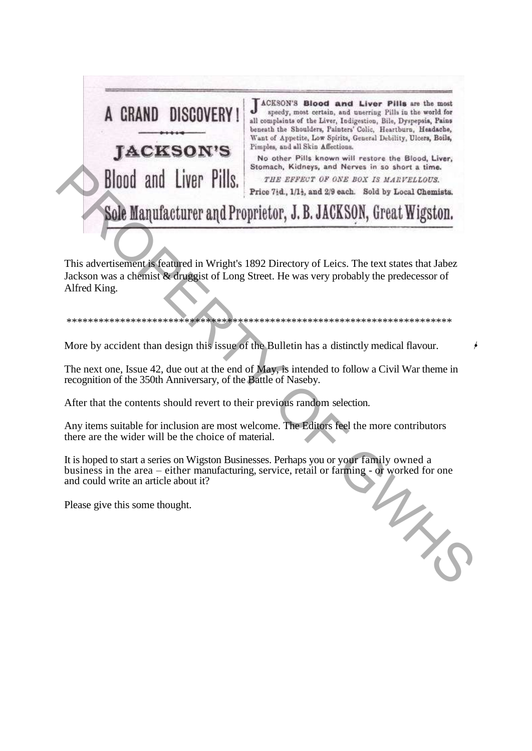A GRAND DISCOVERY!

**JACKSON'S**

**Blood and Liver Pills.**

JACKSON'S **Blood and Liver Pills** are the most speedy, most certain, and unerring Pills in the world for all complaints of the Liver, Indigestion, Bile, Dyspepsia, Pains beneath the Shoulders, Painters' Colic, Heartburn, Headache, Want of Appetite, Low Spirits, General Debility, Ulcers, Boils, Pimples, and all Skin Affections.

No other Pills known will restore the Blood, Liver, Stomach, Kidneys, and Nerves in so short a time.

*THE EFFECT OF ONE BOX IS MARVELLOUS.*

Price 7½d., 1/1½, and 2/9 each. Sold by Local Chemists.

**Sole Manufacturer and Proprietor, J. B. JACKSON, Great Wigston.**

This advertisement is featured in Wright's 1892 Directory of Leics. The text states that Jabez Jackson was a chemist & druggist of Long Street. He was very probably the predecessor of Alfred King.

****************************************************************************

More by accident than design this issue of the Bulletin has a distinctly medical flavour.

The next one, Issue 42, due out at the end of May, is intended to follow a Civil War theme in recognition of the 350th Anniversary, of the Battle of Naseby.

After that the contents should revert to their previous random selection.

Any items suitable for inclusion are most welcome. The Editors feel the more contributors there are the wider will be the choice of material.

It is hoped to start a series on Wigston Businesses. Perhaps you or your family owned a business in the area – either manufacturing, service, retail or farming - or worked for one and could write an article about it?

Please give this some thought.